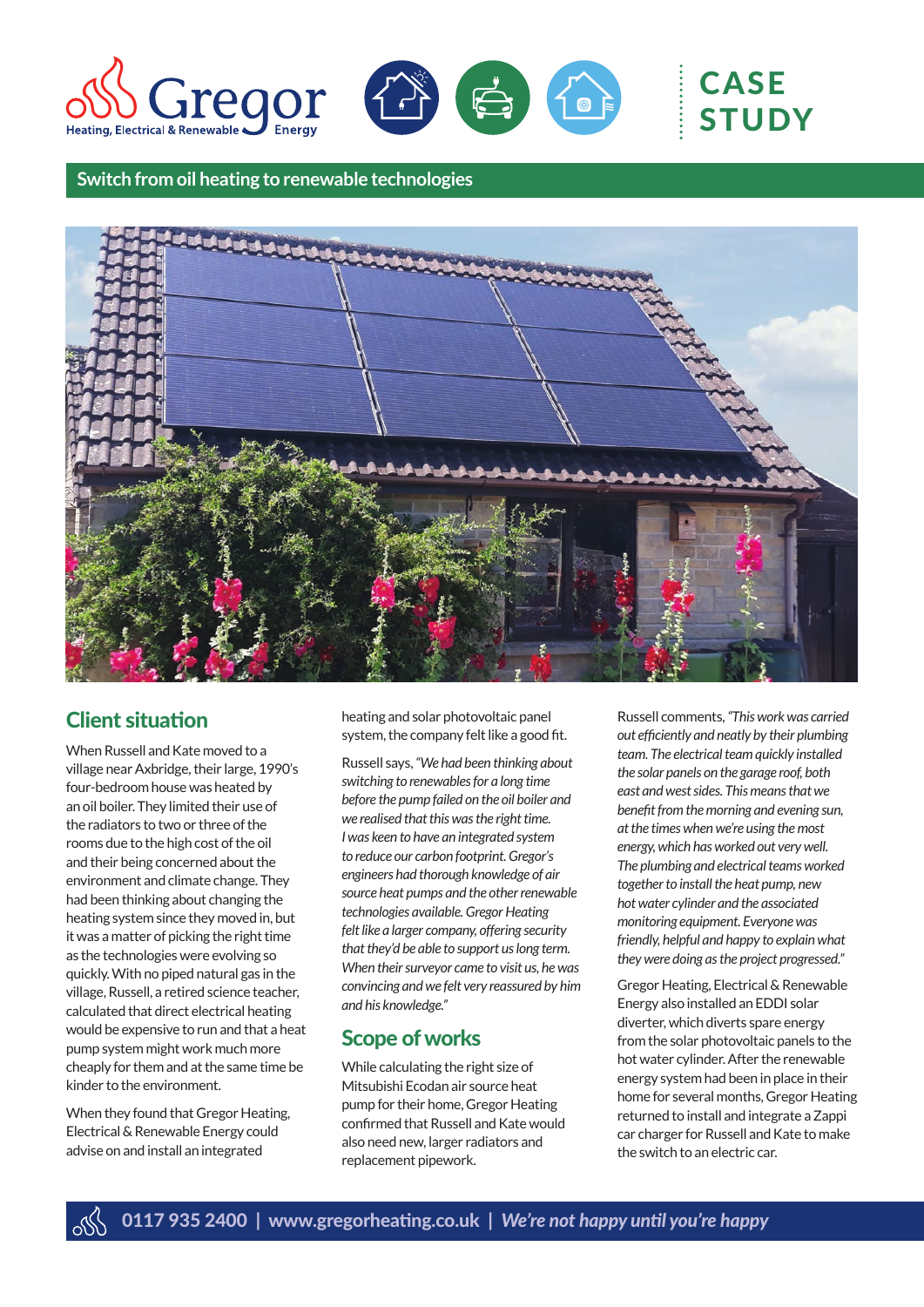Gregor
Heating, Electrical & Renewable Energy

# CASE STUDY

## Switch from oil heating to renewable technologies

## Client situation

When Russell and Kate moved to a village near Axbridge, their large, 1990's four-bedroom house was heated by an oil boiler. They limited their use of the radiators to two or three of the rooms due to the high cost of the oil and their being concerned about the environment and climate change. They had been thinking about changing the heating system since they moved in, but it was a matter of picking the right time as the technologies were evolving so quickly. With no piped natural gas in the village, Russell, a retired science teacher, calculated that direct electrical heating would be expensive to run and that a heat pump system might work much more cheaply for them and at the same time be kinder to the environment.

When they found that Gregor Heating, Electrical & Renewable Energy could advise on and install an integrated heating and solar photovoltaic panel system, the company felt like a good fit.

Russell says, *"We had been thinking about switching to renewables for a long time before the pump failed on the oil boiler and we realised that this was the right time. I was keen to have an integrated system to reduce our carbon footprint. Gregor's engineers had thorough knowledge of air source heat pumps and the other renewable technologies available. Gregor Heating felt like a larger company, offering security that they'd be able to support us long term. When their surveyor came to visit us, he was convincing and we felt very reassured by him and his knowledge."*

## Scope of works

While calculating the right size of Mitsubishi Ecodan air source heat pump for their home, Gregor Heating confirmed that Russell and Kate would also need new, larger radiators and replacement pipework.

Russell comments, *"This work was carried out efficiently and neatly by their plumbing team. The electrical team quickly installed the solar panels on the garage roof, both east and west sides. This means that we benefit from the morning and evening sun, at the times when we're using the most energy, which has worked out very well. The plumbing and electrical teams worked together to install the heat pump, new hot water cylinder and the associated monitoring equipment. Everyone was friendly, helpful and happy to explain what they were doing as the project progressed."*

Gregor Heating, Electrical & Renewable Energy also installed an EDDI solar diverter, which diverts spare energy from the solar photovoltaic panels to the hot water cylinder. After the renewable energy system had been in place in their home for several months, Gregor Heating returned to install and integrate a Zappi car charger for Russell and Kate to make the switch to an electric car.

**0117 935 2400 | www.gregorheating.co.uk | *We're not happy until you're happy***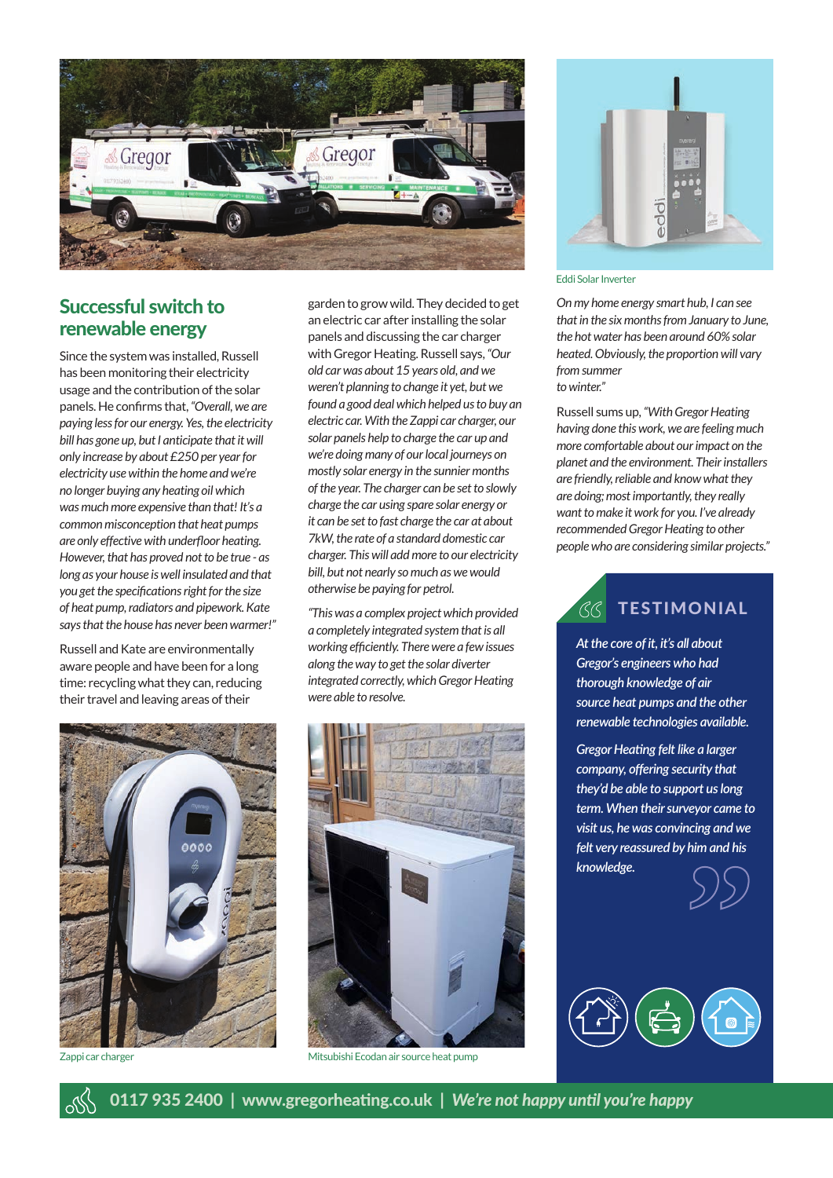## Successful switch to renewable energy

Since the system was installed, Russell has been monitoring their electricity usage and the contribution of the solar panels. He confirms that, *"Overall, we are paying less for our energy. Yes, the electricity bill has gone up, but I anticipate that it will only increase by about £250 per year for electricity use within the home and we're no longer buying any heating oil which was much more expensive than that! It's a common misconception that heat pumps are only effective with underfloor heating. However, that has proved not to be true - as long as your house is well insulated and that you get the specifications right for the size of heat pump, radiators and pipework. Kate says that the house has never been warmer!"*

Russell and Kate are environmentally aware people and have been for a long time: recycling what they can, reducing their travel and leaving areas of their garden to grow wild. They decided to get an electric car after installing the solar panels and discussing the car charger with Gregor Heating. Russell says, *"Our old car was about 15 years old, and we weren't planning to change it yet, but we found a good deal which helped us to buy an electric car. With the Zappi car charger, our solar panels help to charge the car up and we're doing many of our local journeys on mostly solar energy in the sunnier months of the year. The charger can be set to slowly charge the car using spare solar energy or it can be set to fast charge the car at about 7kW, the rate of a standard domestic car charger. This will add more to our electricity bill, but not nearly so much as we would otherwise be paying for petrol.*

*"This was a complex project which provided a completely integrated system that is all working efficiently. There were a few issues along the way to get the solar diverter integrated correctly, which Gregor Heating were able to resolve.*

Zappi car charger

Mitsubishi Ecodan air source heat pump

Eddi Solar Inverter

*On my home energy smart hub, I can see that in the six months from January to June, the hot water has been around 60% solar heated. Obviously, the proportion will vary from summer to winter."*

Russell sums up, *"With Gregor Heating having done this work, we are feeling much more comfortable about our impact on the planet and the environment. Their installers are friendly, reliable and know what they are doing; most importantly, they really want to make it work for you. I've already recommended Gregor Heating to other people who are considering similar projects."*

### TESTIMONIAL

*At the core of it, it's all about Gregor's engineers who had thorough knowledge of air source heat pumps and the other renewable technologies available.*

*Gregor Heating felt like a larger company, offering security that they'd be able to support us long term. When their surveyor came to visit us, he was convincing and we felt very reassured by him and his knowledge.*

**0117 935 2400 | www.gregorheating.co.uk | *We're not happy until you're happy***